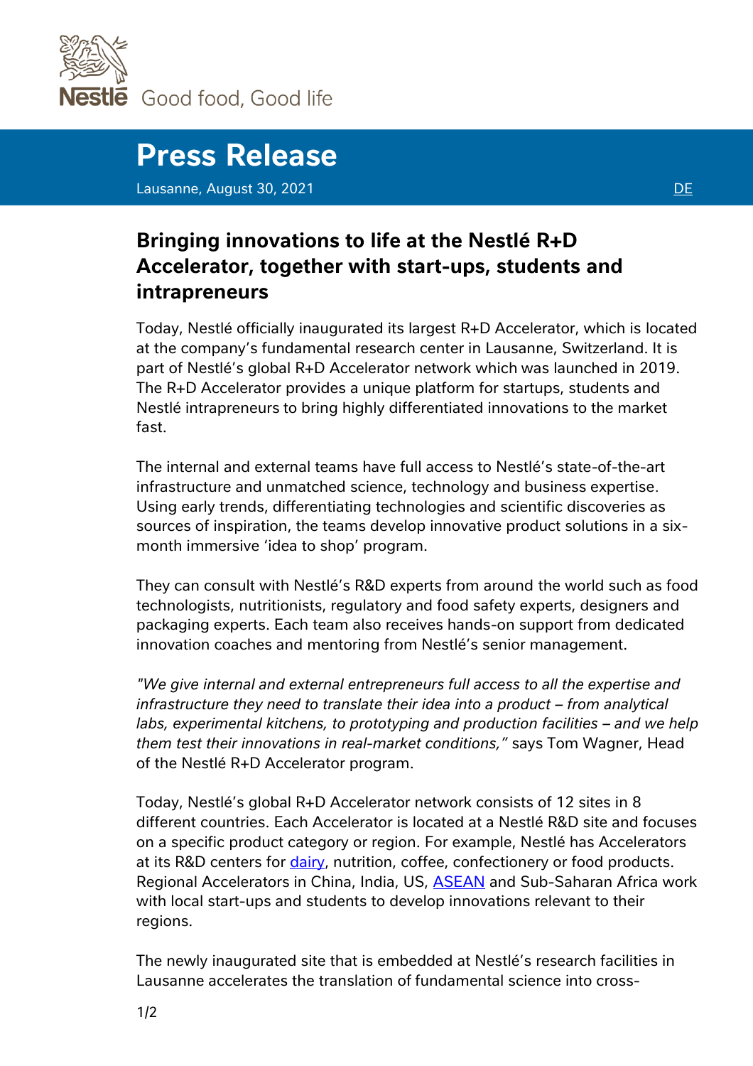Nestlé Good food, Good life

# Press Release

Lausanne, August 30, 2021 DE

## Bringing innovations to life at the Nestlé R+D Accelerator, together with start-ups, students and intrapreneurs

Today, Nestlé officially inaugurated its largest R+D Accelerator, which is located at the company's fundamental research center in Lausanne, Switzerland. It is part of Nestlé's global R+D Accelerator network which was launched in 2019. The R+D Accelerator provides a unique platform for startups, students and Nestlé intrapreneurs to bring highly differentiated innovations to the market fast.

The internal and external teams have full access to Nestlé's state-of-the-art infrastructure and unmatched science, technology and business expertise. Using early trends, differentiating technologies and scientific discoveries as sources of inspiration, the teams develop innovative product solutions in a six-month immersive 'idea to shop' program.

They can consult with Nestlé's R&D experts from around the world such as food technologists, nutritionists, regulatory and food safety experts, designers and packaging experts. Each team also receives hands-on support from dedicated innovation coaches and mentoring from Nestlé's senior management.

*"We give internal and external entrepreneurs full access to all the expertise and infrastructure they need to translate their idea into a product – from analytical labs, experimental kitchens, to prototyping and production facilities – and we help them test their innovations in real-market conditions,"* says Tom Wagner, Head of the Nestlé R+D Accelerator program.

Today, Nestlé's global R+D Accelerator network consists of 12 sites in 8 different countries. Each Accelerator is located at a Nestlé R&D site and focuses on a specific product category or region. For example, Nestlé has Accelerators at its R&D centers for dairy, nutrition, coffee, confectionery or food products. Regional Accelerators in China, India, US, ASEAN and Sub-Saharan Africa work with local start-ups and students to develop innovations relevant to their regions.

The newly inaugurated site that is embedded at Nestlé's research facilities in Lausanne accelerates the translation of fundamental science into cross-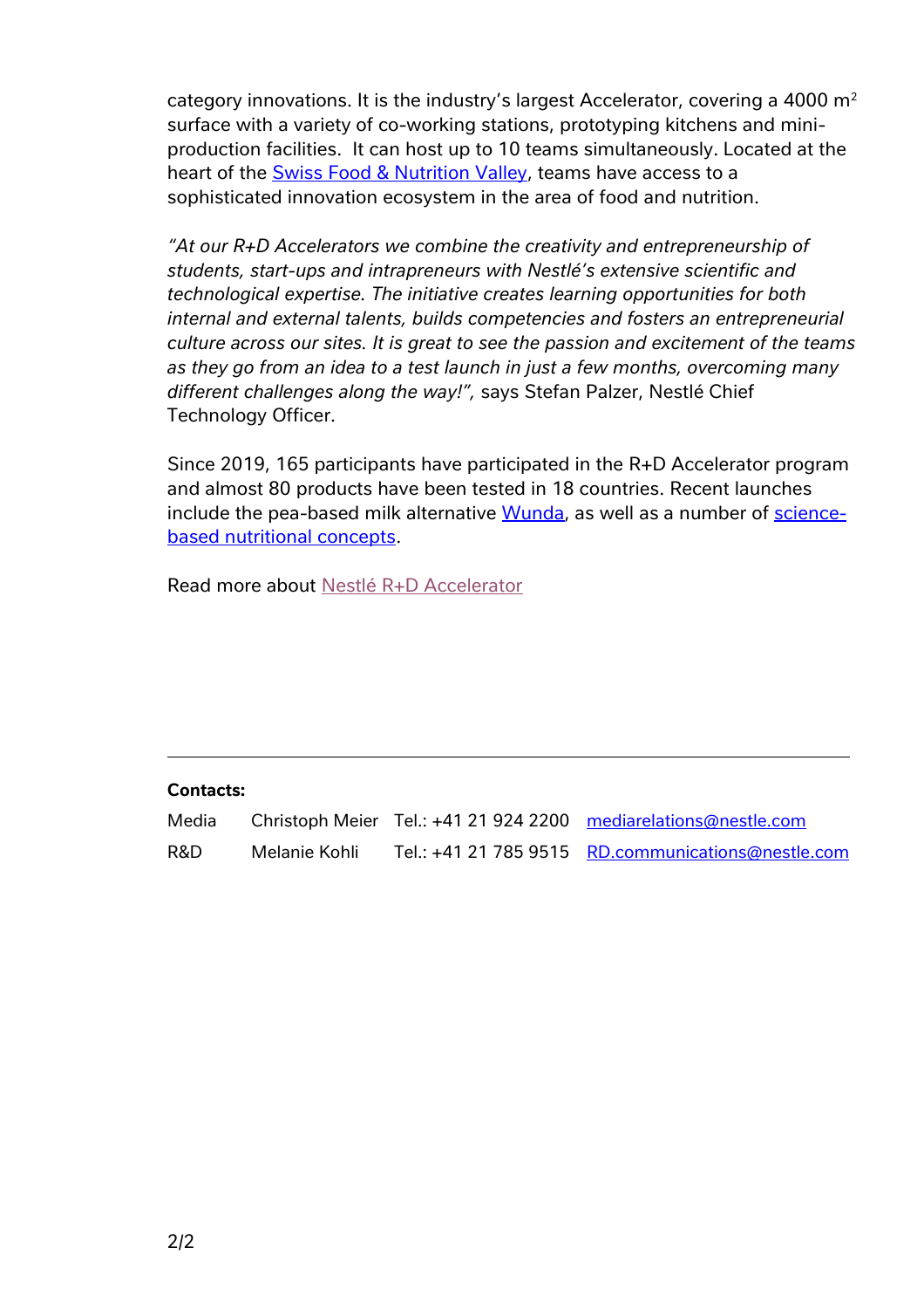category innovations. It is the industry's largest Accelerator, covering a 4000 $m^2$ surface with a variety of co-working stations, prototyping kitchens and mini-production facilities. It can host up to 10 teams simultaneously. Located at the heart of the Swiss Food & Nutrition Valley, teams have access to a sophisticated innovation ecosystem in the area of food and nutrition.

*"At our R+D Accelerators we combine the creativity and entrepreneurship of students, start-ups and intrapreneurs with Nestlé's extensive scientific and technological expertise. The initiative creates learning opportunities for both internal and external talents, builds competencies and fosters an entrepreneurial culture across our sites. It is great to see the passion and excitement of the teams as they go from an idea to a test launch in just a few months, overcoming many different challenges along the way!",* says Stefan Palzer, Nestlé Chief Technology Officer.

Since 2019, 165 participants have participated in the R+D Accelerator program and almost 80 products have been tested in 18 countries. Recent launches include the pea-based milk alternative Wunda, as well as a number of science-based nutritional concepts.

Read more about Nestlé R+D Accelerator

---

**Contacts:**

| | | | |
|---|---|---|---|
| Media | Christoph Meier | Tel.: +41 21 924 2200 | mediarelations@nestle.com |
| R&D | Melanie Kohli | Tel.: +41 21 785 9515 | RD.communications@nestle.com |